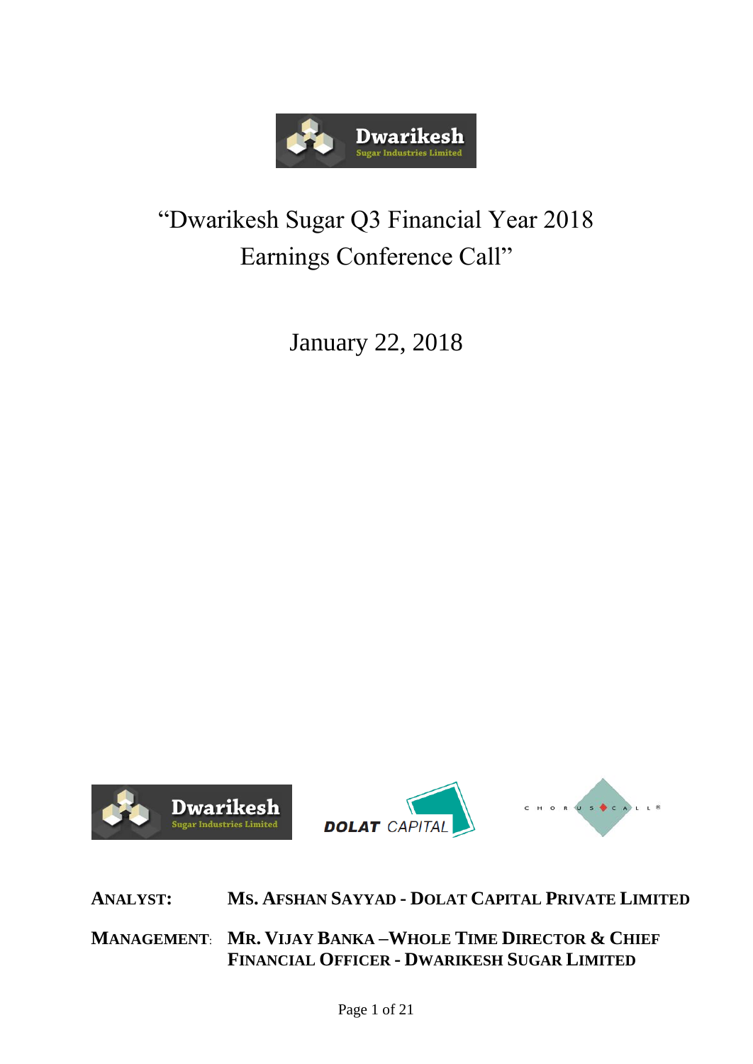# "Dwarikesh Sugar Q3 Financial Year 2018 Earnings Conference Call"

January 22, 2018

**ANALYST:** **MS. AFSHAN SAYYAD - DOLAT CAPITAL PRIVATE LIMITED**

**MANAGEMENT:** **MR. VIJAY BANKA –WHOLE TIME DIRECTOR & CHIEF FINANCIAL OFFICER - DWARIKESH SUGAR LIMITED**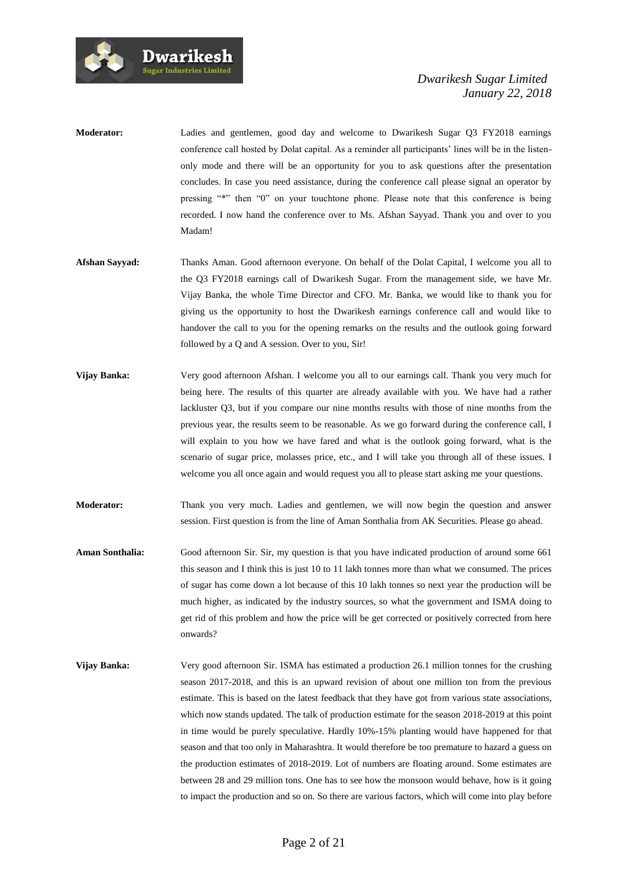**Moderator:** Ladies and gentlemen, good day and welcome to Dwarikesh Sugar Q3 FY2018 earnings conference call hosted by Dolat capital. As a reminder all participants' lines will be in the listen-only mode and there will be an opportunity for you to ask questions after the presentation concludes. In case you need assistance, during the conference call please signal an operator by pressing "*" then "0" on your touchtone phone. Please note that this conference is being recorded. I now hand the conference over to Ms. Afshan Sayyad. Thank you and over to you Madam!

**Afshan Sayyad:** Thanks Aman. Good afternoon everyone. On behalf of the Dolat Capital, I welcome you all to the Q3 FY2018 earnings call of Dwarikesh Sugar. From the management side, we have Mr. Vijay Banka, the whole Time Director and CFO. Mr. Banka, we would like to thank you for giving us the opportunity to host the Dwarikesh earnings conference call and would like to handover the call to you for the opening remarks on the results and the outlook going forward followed by a Q and A session. Over to you, Sir!

**Vijay Banka:** Very good afternoon Afshan. I welcome you all to our earnings call. Thank you very much for being here. The results of this quarter are already available with you. We have had a rather lackluster Q3, but if you compare our nine months results with those of nine months from the previous year, the results seem to be reasonable. As we go forward during the conference call, I will explain to you how we have fared and what is the outlook going forward, what is the scenario of sugar price, molasses price, etc., and I will take you through all of these issues. I welcome you all once again and would request you all to please start asking me your questions.

**Moderator:** Thank you very much. Ladies and gentlemen, we will now begin the question and answer session. First question is from the line of Aman Sonthalia from AK Securities. Please go ahead.

**Aman Sonthalia:** Good afternoon Sir. Sir, my question is that you have indicated production of around some 661 this season and I think this is just 10 to 11 lakh tonnes more than what we consumed. The prices of sugar has come down a lot because of this 10 lakh tonnes so next year the production will be much higher, as indicated by the industry sources, so what the government and ISMA doing to get rid of this problem and how the price will be get corrected or positively corrected from here onwards?

**Vijay Banka:** Very good afternoon Sir. ISMA has estimated a production 26.1 million tonnes for the crushing season 2017-2018, and this is an upward revision of about one million ton from the previous estimate. This is based on the latest feedback that they have got from various state associations, which now stands updated. The talk of production estimate for the season 2018-2019 at this point in time would be purely speculative. Hardly 10%-15% planting would have happened for that season and that too only in Maharashtra. It would therefore be too premature to hazard a guess on the production estimates of 2018-2019. Lot of numbers are floating around. Some estimates are between 28 and 29 million tons. One has to see how the monsoon would behave, how is it going to impact the production and so on. So there are various factors, which will come into play before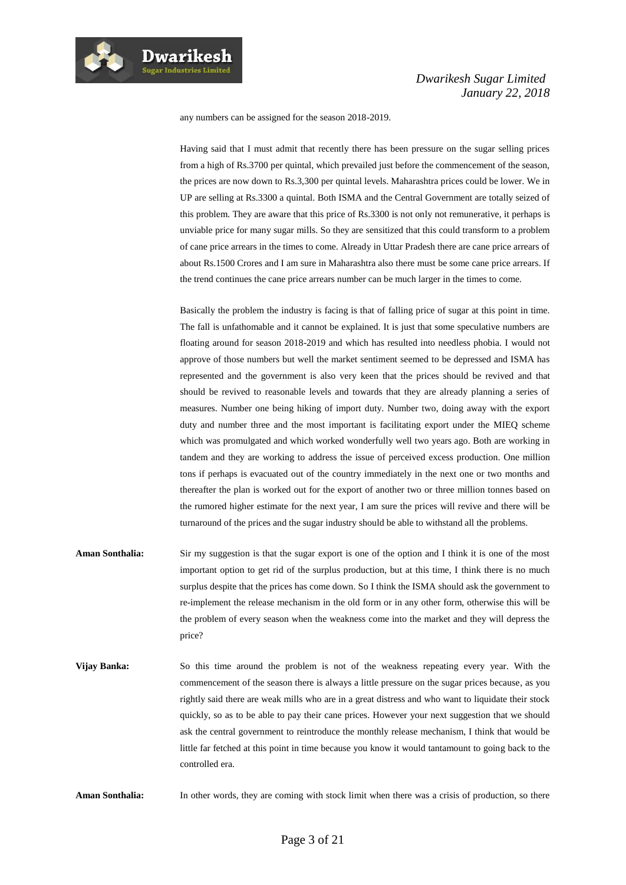any numbers can be assigned for the season 2018-2019.

Having said that I must admit that recently there has been pressure on the sugar selling prices from a high of Rs.3700 per quintal, which prevailed just before the commencement of the season, the prices are now down to Rs.3,300 per quintal levels. Maharashtra prices could be lower. We in UP are selling at Rs.3300 a quintal. Both ISMA and the Central Government are totally seized of this problem. They are aware that this price of Rs.3300 is not only not remunerative, it perhaps is unviable price for many sugar mills. So they are sensitized that this could transform to a problem of cane price arrears in the times to come. Already in Uttar Pradesh there are cane price arrears of about Rs.1500 Crores and I am sure in Maharashtra also there must be some cane price arrears. If the trend continues the cane price arrears number can be much larger in the times to come.

Basically the problem the industry is facing is that of falling price of sugar at this point in time. The fall is unfathomable and it cannot be explained. It is just that some speculative numbers are floating around for season 2018-2019 and which has resulted into needless phobia. I would not approve of those numbers but well the market sentiment seemed to be depressed and ISMA has represented and the government is also very keen that the prices should be revived and that should be revived to reasonable levels and towards that they are already planning a series of measures. Number one being hiking of import duty. Number two, doing away with the export duty and number three and the most important is facilitating export under the MIEQ scheme which was promulgated and which worked wonderfully well two years ago. Both are working in tandem and they are working to address the issue of perceived excess production. One million tons if perhaps is evacuated out of the country immediately in the next one or two months and thereafter the plan is worked out for the export of another two or three million tonnes based on the rumored higher estimate for the next year, I am sure the prices will revive and there will be turnaround of the prices and the sugar industry should be able to withstand all the problems.

**Aman Sonthalia:** Sir my suggestion is that the sugar export is one of the option and I think it is one of the most important option to get rid of the surplus production, but at this time, I think there is no much surplus despite that the prices has come down. So I think the ISMA should ask the government to re-implement the release mechanism in the old form or in any other form, otherwise this will be the problem of every season when the weakness come into the market and they will depress the price?

**Vijay Banka:** So this time around the problem is not of the weakness repeating every year. With the commencement of the season there is always a little pressure on the sugar prices because, as you rightly said there are weak mills who are in a great distress and who want to liquidate their stock quickly, so as to be able to pay their cane prices. However your next suggestion that we should ask the central government to reintroduce the monthly release mechanism, I think that would be little far fetched at this point in time because you know it would tantamount to going back to the controlled era.

**Aman Sonthalia:** In other words, they are coming with stock limit when there was a crisis of production, so there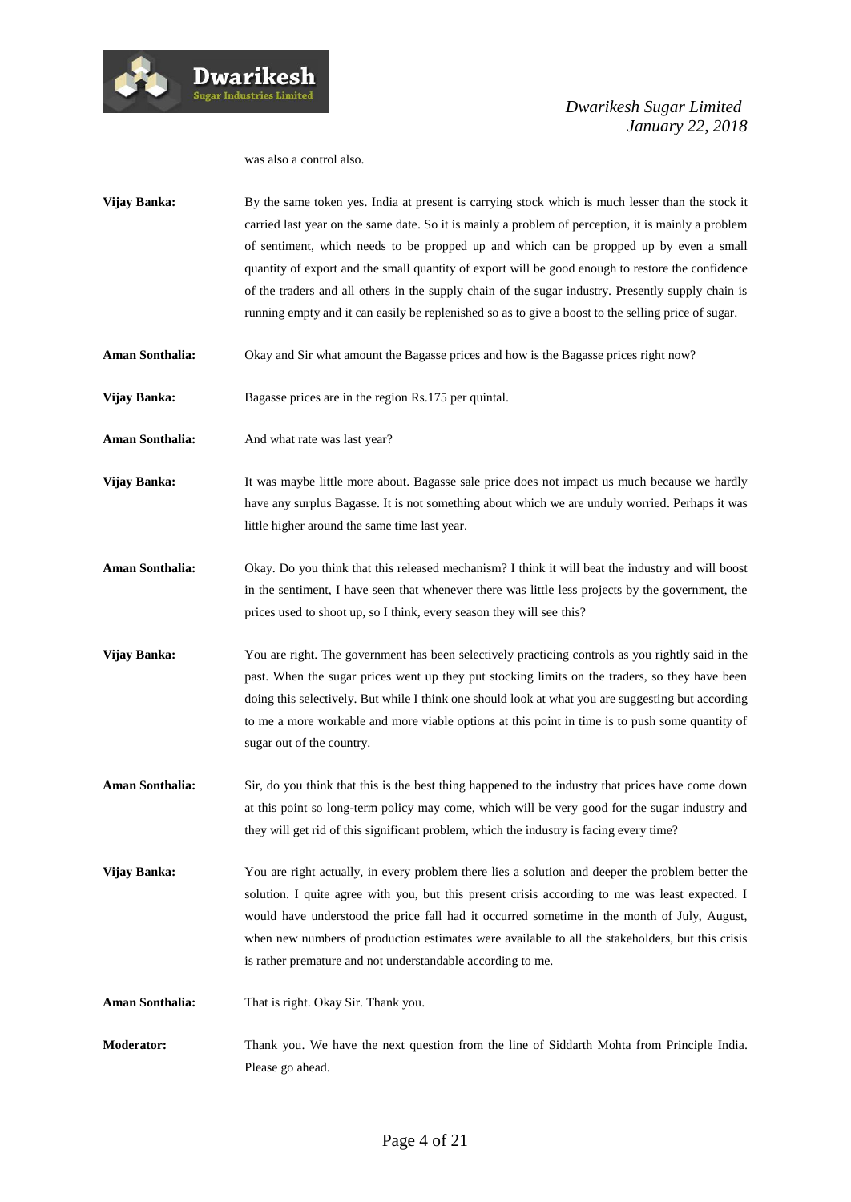was also a control also.

**Vijay Banka:** By the same token yes. India at present is carrying stock which is much lesser than the stock it carried last year on the same date. So it is mainly a problem of perception, it is mainly a problem of sentiment, which needs to be propped up and which can be propped up by even a small quantity of export and the small quantity of export will be good enough to restore the confidence of the traders and all others in the supply chain of the sugar industry. Presently supply chain is running empty and it can easily be replenished so as to give a boost to the selling price of sugar.

**Aman Sonthalia:** Okay and Sir what amount the Bagasse prices and how is the Bagasse prices right now?

**Vijay Banka:** Bagasse prices are in the region Rs.175 per quintal.

**Aman Sonthalia:** And what rate was last year?

**Vijay Banka:** It was maybe little more about. Bagasse sale price does not impact us much because we hardly have any surplus Bagasse. It is not something about which we are unduly worried. Perhaps it was little higher around the same time last year.

**Aman Sonthalia:** Okay. Do you think that this released mechanism? I think it will beat the industry and will boost in the sentiment, I have seen that whenever there was little less projects by the government, the prices used to shoot up, so I think, every season they will see this?

**Vijay Banka:** You are right. The government has been selectively practicing controls as you rightly said in the past. When the sugar prices went up they put stocking limits on the traders, so they have been doing this selectively. But while I think one should look at what you are suggesting but according to me a more workable and more viable options at this point in time is to push some quantity of sugar out of the country.

**Aman Sonthalia:** Sir, do you think that this is the best thing happened to the industry that prices have come down at this point so long-term policy may come, which will be very good for the sugar industry and they will get rid of this significant problem, which the industry is facing every time?

**Vijay Banka:** You are right actually, in every problem there lies a solution and deeper the problem better the solution. I quite agree with you, but this present crisis according to me was least expected. I would have understood the price fall had it occurred sometime in the month of July, August, when new numbers of production estimates were available to all the stakeholders, but this crisis is rather premature and not understandable according to me.

**Aman Sonthalia:** That is right. Okay Sir. Thank you.

**Moderator:** Thank you. We have the next question from the line of Siddarth Mohta from Principle India. Please go ahead.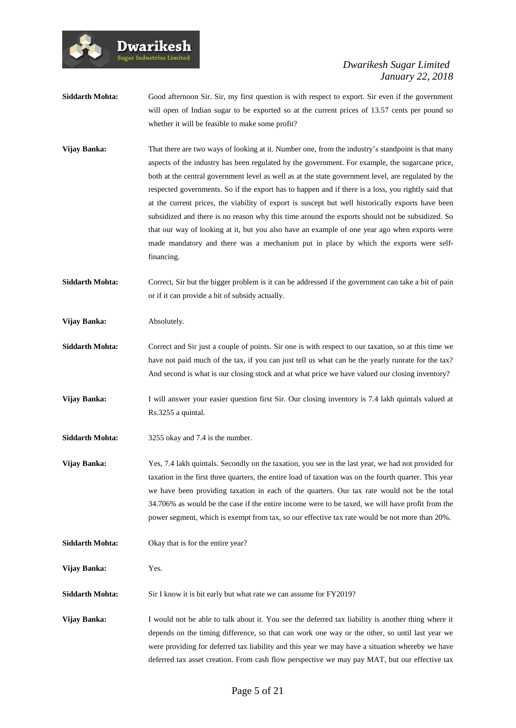**Siddarth Mohta:** Good afternoon Sir. Sir, my first question is with respect to export. Sir even if the government will open of Indian sugar to be exported so at the current prices of 13.57 cents per pound so whether it will be feasible to make some profit?

**Vijay Banka:** That there are two ways of looking at it. Number one, from the industry's standpoint is that many aspects of the industry has been regulated by the government. For example, the sugarcane price, both at the central government level as well as at the state government level, are regulated by the respected governments. So if the export has to happen and if there is a loss, you rightly said that at the current prices, the viability of export is suscept but well historically exports have been subsidized and there is no reason why this time around the exports should not be subsidized. So that our way of looking at it, but you also have an example of one year ago when exports were made mandatory and there was a mechanism put in place by which the exports were self-financing.

**Siddarth Mohta:** Correct, Sir but the bigger problem is it can be addressed if the government can take a bit of pain or if it can provide a bit of subsidy actually.

**Vijay Banka:** Absolutely.

**Siddarth Mohta:** Correct and Sir just a couple of points. Sir one is with respect to our taxation, so at this time we have not paid much of the tax, if you can just tell us what can be the yearly runrate for the tax? And second is what is our closing stock and at what price we have valued our closing inventory?

**Vijay Banka:** I will answer your easier question first Sir. Our closing inventory is 7.4 lakh quintals valued at Rs.3255 a quintal.

**Siddarth Mohta:** 3255 okay and 7.4 is the number.

**Vijay Banka:** Yes, 7.4 lakh quintals. Secondly on the taxation, you see in the last year, we had not provided for taxation in the first three quarters, the entire load of taxation was on the fourth quarter. This year we have been providing taxation in each of the quarters. Our tax rate would not be the total 34.706% as would be the case if the entire income were to be taxed, we will have profit from the power segment, which is exempt from tax, so our effective tax rate would be not more than 20%.

**Siddarth Mohta:** Okay that is for the entire year?

**Vijay Banka:** Yes.

**Siddarth Mohta:** Sir I know it is bit early but what rate we can assume for FY2019?

**Vijay Banka:** I would not be able to talk about it. You see the deferred tax liability is another thing where it depends on the timing difference, so that can work one way or the other, so until last year we were providing for deferred tax liability and this year we may have a situation whereby we have deferred tax asset creation. From cash flow perspective we may pay MAT, but our effective tax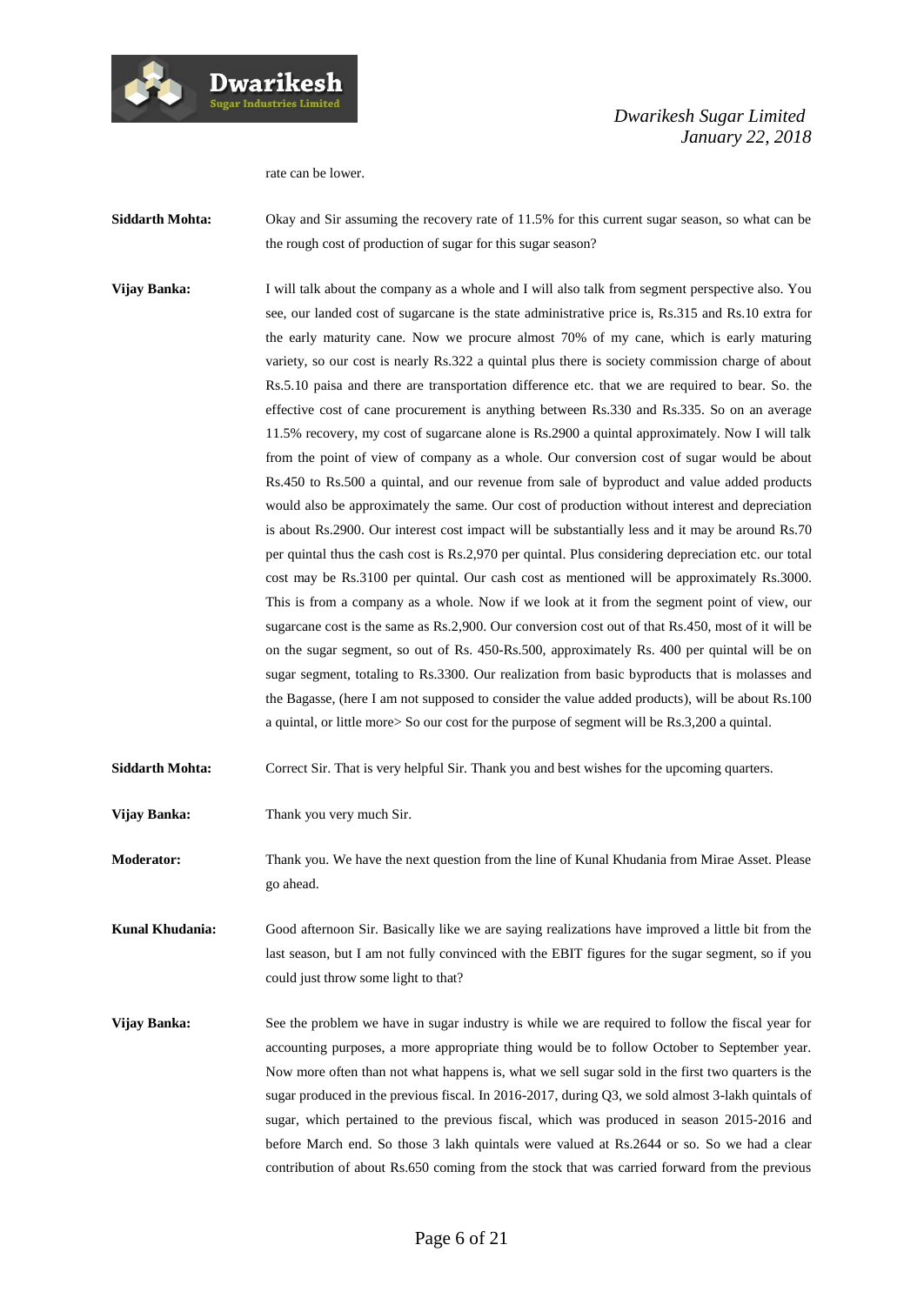rate can be lower.

**Siddarth Mohta:** Okay and Sir assuming the recovery rate of 11.5% for this current sugar season, so what can be the rough cost of production of sugar for this sugar season?

**Vijay Banka:** I will talk about the company as a whole and I will also talk from segment perspective also. You see, our landed cost of sugarcane is the state administrative price is, Rs.315 and Rs.10 extra for the early maturity cane. Now we procure almost 70% of my cane, which is early maturing variety, so our cost is nearly Rs.322 a quintal plus there is society commission charge of about Rs.5.10 paisa and there are transportation difference etc. that we are required to bear. So. the effective cost of cane procurement is anything between Rs.330 and Rs.335. So on an average 11.5% recovery, my cost of sugarcane alone is Rs.2900 a quintal approximately. Now I will talk from the point of view of company as a whole. Our conversion cost of sugar would be about Rs.450 to Rs.500 a quintal, and our revenue from sale of byproduct and value added products would also be approximately the same. Our cost of production without interest and depreciation is about Rs.2900. Our interest cost impact will be substantially less and it may be around Rs.70 per quintal thus the cash cost is Rs.2,970 per quintal. Plus considering depreciation etc. our total cost may be Rs.3100 per quintal. Our cash cost as mentioned will be approximately Rs.3000. This is from a company as a whole. Now if we look at it from the segment point of view, our sugarcane cost is the same as Rs.2,900. Our conversion cost out of that Rs.450, most of it will be on the sugar segment, so out of Rs. 450-Rs.500, approximately Rs. 400 per quintal will be on sugar segment, totaling to Rs.3300. Our realization from basic byproducts that is molasses and the Bagasse, (here I am not supposed to consider the value added products), will be about Rs.100 a quintal, or little more> So our cost for the purpose of segment will be Rs.3,200 a quintal.

**Siddarth Mohta:** Correct Sir. That is very helpful Sir. Thank you and best wishes for the upcoming quarters.

**Vijay Banka:** Thank you very much Sir.

**Moderator:** Thank you. We have the next question from the line of Kunal Khudania from Mirae Asset. Please go ahead.

**Kunal Khudania:** Good afternoon Sir. Basically like we are saying realizations have improved a little bit from the last season, but I am not fully convinced with the EBIT figures for the sugar segment, so if you could just throw some light to that?

**Vijay Banka:** See the problem we have in sugar industry is while we are required to follow the fiscal year for accounting purposes, a more appropriate thing would be to follow October to September year. Now more often than not what happens is, what we sell sugar sold in the first two quarters is the sugar produced in the previous fiscal. In 2016-2017, during Q3, we sold almost 3-lakh quintals of sugar, which pertained to the previous fiscal, which was produced in season 2015-2016 and before March end. So those 3 lakh quintals were valued at Rs.2644 or so. So we had a clear contribution of about Rs.650 coming from the stock that was carried forward from the previous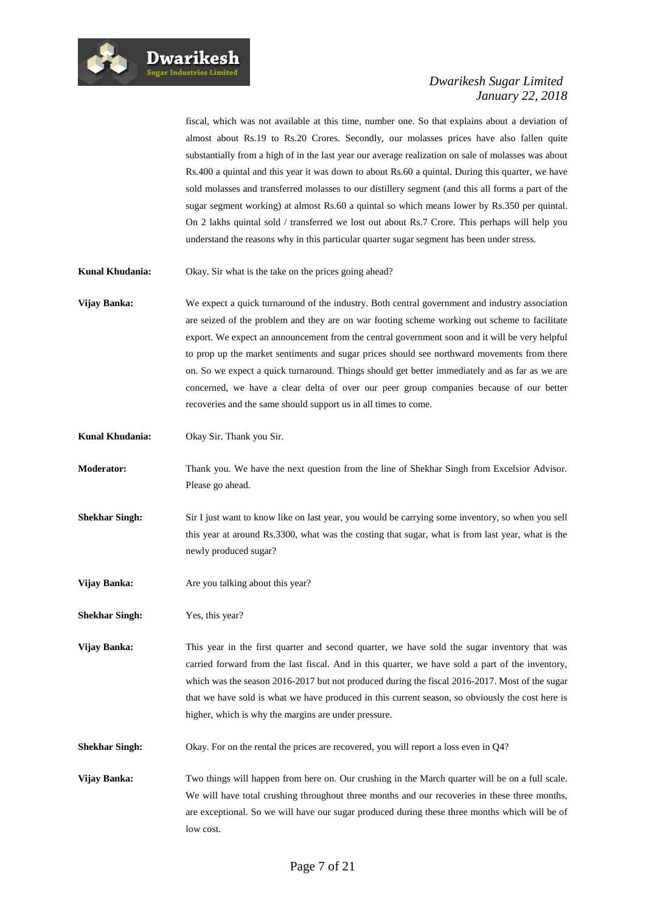fiscal, which was not available at this time, number one. So that explains about a deviation of almost about Rs.19 to Rs.20 Crores. Secondly, our molasses prices have also fallen quite substantially from a high of in the last year our average realization on sale of molasses was about Rs.400 a quintal and this year it was down to about Rs.60 a quintal. During this quarter, we have sold molasses and transferred molasses to our distillery segment (and this all forms a part of the sugar segment working) at almost Rs.60 a quintal so which means lower by Rs.350 per quintal. On 2 lakhs quintal sold / transferred we lost out about Rs.7 Crore. This perhaps will help you understand the reasons why in this particular quarter sugar segment has been under stress.

**Kunal Khudania:** Okay. Sir what is the take on the prices going ahead?

**Vijay Banka:** We expect a quick turnaround of the industry. Both central government and industry association are seized of the problem and they are on war footing scheme working out scheme to facilitate export. We expect an announcement from the central government soon and it will be very helpful to prop up the market sentiments and sugar prices should see northward movements from there on. So we expect a quick turnaround. Things should get better immediately and as far as we are concerned, we have a clear delta of over our peer group companies because of our better recoveries and the same should support us in all times to come.

**Kunal Khudania:** Okay Sir. Thank you Sir.

**Moderator:** Thank you. We have the next question from the line of Shekhar Singh from Excelsior Advisor. Please go ahead.

**Shekhar Singh:** Sir I just want to know like on last year, you would be carrying some inventory, so when you sell this year at around Rs.3300, what was the costing that sugar, what is from last year, what is the newly produced sugar?

**Vijay Banka:** Are you talking about this year?

**Shekhar Singh:** Yes, this year?

**Vijay Banka:** This year in the first quarter and second quarter, we have sold the sugar inventory that was carried forward from the last fiscal. And in this quarter, we have sold a part of the inventory, which was the season 2016-2017 but not produced during the fiscal 2016-2017. Most of the sugar that we have sold is what we have produced in this current season, so obviously the cost here is higher, which is why the margins are under pressure.

**Shekhar Singh:** Okay. For on the rental the prices are recovered, you will report a loss even in Q4?

**Vijay Banka:** Two things will happen from here on. Our crushing in the March quarter will be on a full scale. We will have total crushing throughout three months and our recoveries in these three months, are exceptional. So we will have our sugar produced during these three months which will be of low cost.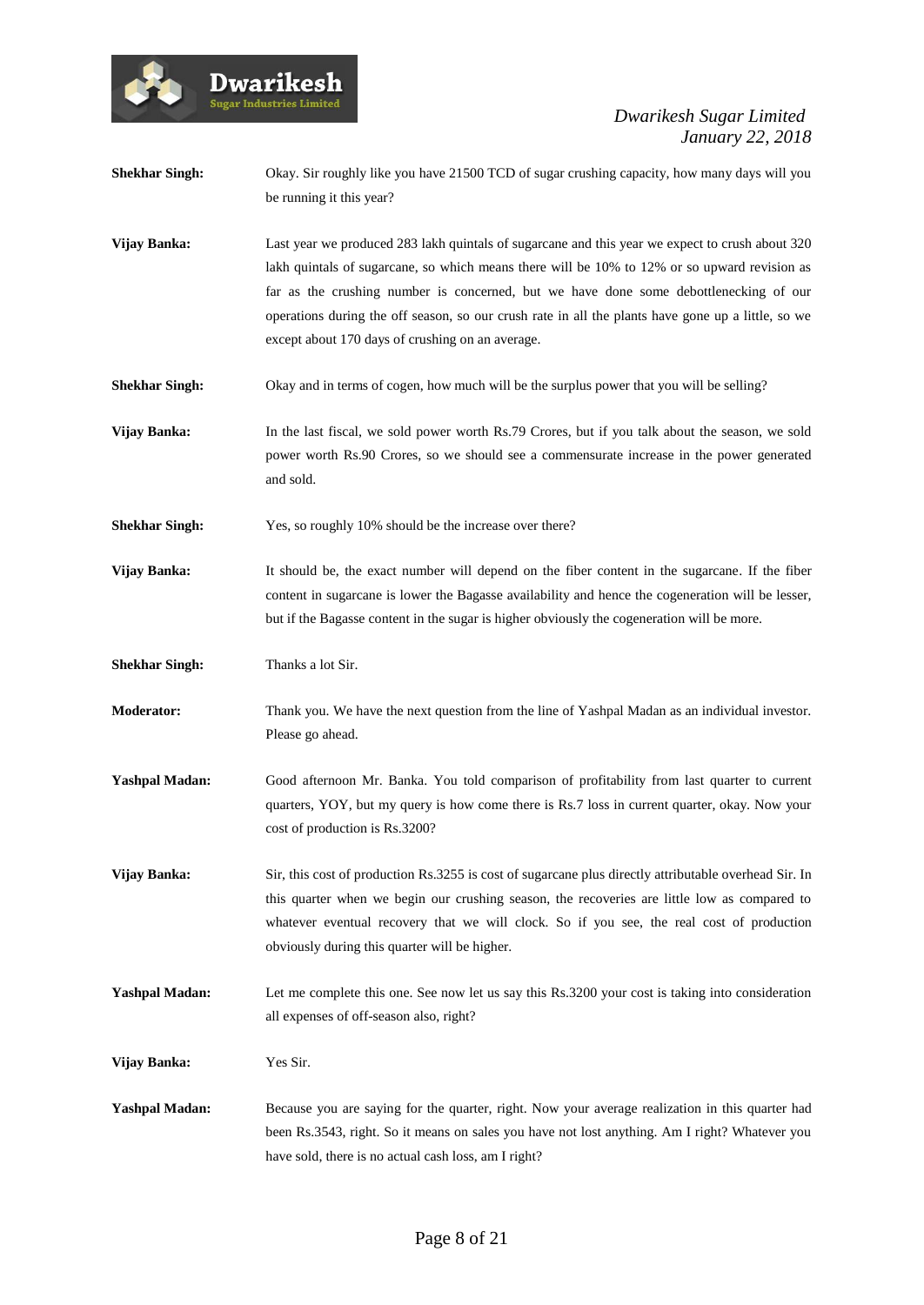**Shekhar Singh:** Okay. Sir roughly like you have 21500 TCD of sugar crushing capacity, how many days will you be running it this year?

**Vijay Banka:** Last year we produced 283 lakh quintals of sugarcane and this year we expect to crush about 320 lakh quintals of sugarcane, so which means there will be 10% to 12% or so upward revision as far as the crushing number is concerned, but we have done some debottlenecking of our operations during the off season, so our crush rate in all the plants have gone up a little, so we except about 170 days of crushing on an average.

**Shekhar Singh:** Okay and in terms of cogen, how much will be the surplus power that you will be selling?

**Vijay Banka:** In the last fiscal, we sold power worth Rs.79 Crores, but if you talk about the season, we sold power worth Rs.90 Crores, so we should see a commensurate increase in the power generated and sold.

**Shekhar Singh:** Yes, so roughly 10% should be the increase over there?

**Vijay Banka:** It should be, the exact number will depend on the fiber content in the sugarcane. If the fiber content in sugarcane is lower the Bagasse availability and hence the cogeneration will be lesser, but if the Bagasse content in the sugar is higher obviously the cogeneration will be more.

**Shekhar Singh:** Thanks a lot Sir.

**Moderator:** Thank you. We have the next question from the line of Yashpal Madan as an individual investor. Please go ahead.

**Yashpal Madan:** Good afternoon Mr. Banka. You told comparison of profitability from last quarter to current quarters, YOY, but my query is how come there is Rs.7 loss in current quarter, okay. Now your cost of production is Rs.3200?

**Vijay Banka:** Sir, this cost of production Rs.3255 is cost of sugarcane plus directly attributable overhead Sir. In this quarter when we begin our crushing season, the recoveries are little low as compared to whatever eventual recovery that we will clock. So if you see, the real cost of production obviously during this quarter will be higher.

**Yashpal Madan:** Let me complete this one. See now let us say this Rs.3200 your cost is taking into consideration all expenses of off-season also, right?

**Vijay Banka:** Yes Sir.

**Yashpal Madan:** Because you are saying for the quarter, right. Now your average realization in this quarter had been Rs.3543, right. So it means on sales you have not lost anything. Am I right? Whatever you have sold, there is no actual cash loss, am I right?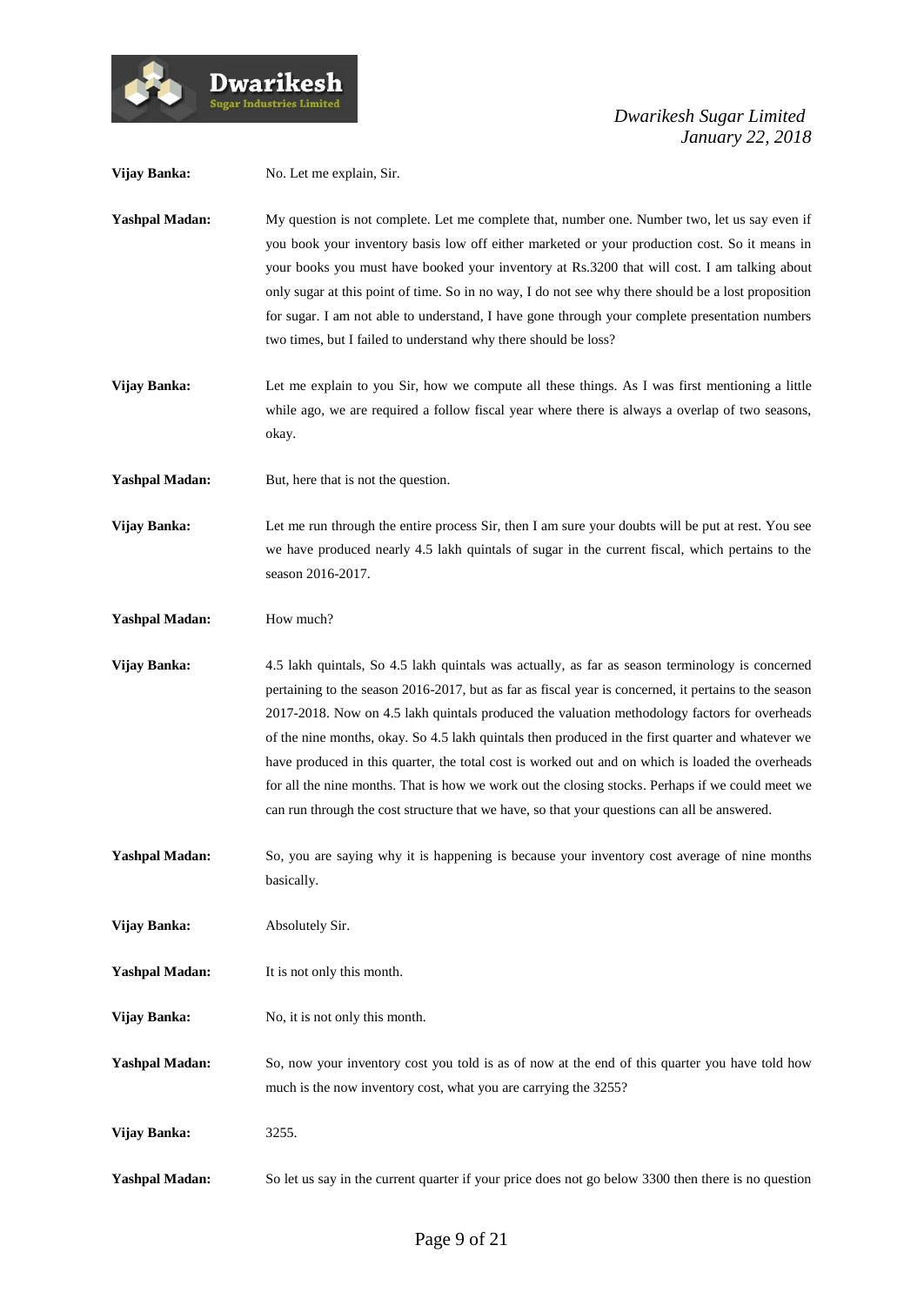**Vijay Banka:** No. Let me explain, Sir.

**Yashpal Madan:** My question is not complete. Let me complete that, number one. Number two, let us say even if you book your inventory basis low off either marketed or your production cost. So it means in your books you must have booked your inventory at Rs.3200 that will cost. I am talking about only sugar at this point of time. So in no way, I do not see why there should be a lost proposition for sugar. I am not able to understand, I have gone through your complete presentation numbers two times, but I failed to understand why there should be loss?

**Vijay Banka:** Let me explain to you Sir, how we compute all these things. As I was first mentioning a little while ago, we are required a follow fiscal year where there is always a overlap of two seasons, okay.

**Yashpal Madan:** But, here that is not the question.

**Vijay Banka:** Let me run through the entire process Sir, then I am sure your doubts will be put at rest. You see we have produced nearly 4.5 lakh quintals of sugar in the current fiscal, which pertains to the season 2016-2017.

**Yashpal Madan:** How much?

**Vijay Banka:** 4.5 lakh quintals, So 4.5 lakh quintals was actually, as far as season terminology is concerned pertaining to the season 2016-2017, but as far as fiscal year is concerned, it pertains to the season 2017-2018. Now on 4.5 lakh quintals produced the valuation methodology factors for overheads of the nine months, okay. So 4.5 lakh quintals then produced in the first quarter and whatever we have produced in this quarter, the total cost is worked out and on which is loaded the overheads for all the nine months. That is how we work out the closing stocks. Perhaps if we could meet we can run through the cost structure that we have, so that your questions can all be answered.

**Yashpal Madan:** So, you are saying why it is happening is because your inventory cost average of nine months basically.

**Vijay Banka:** Absolutely Sir.

**Yashpal Madan:** It is not only this month.

**Vijay Banka:** No, it is not only this month.

**Yashpal Madan:** So, now your inventory cost you told is as of now at the end of this quarter you have told how much is the now inventory cost, what you are carrying the 3255?

**Vijay Banka:** 3255.

**Yashpal Madan:** So let us say in the current quarter if your price does not go below 3300 then there is no question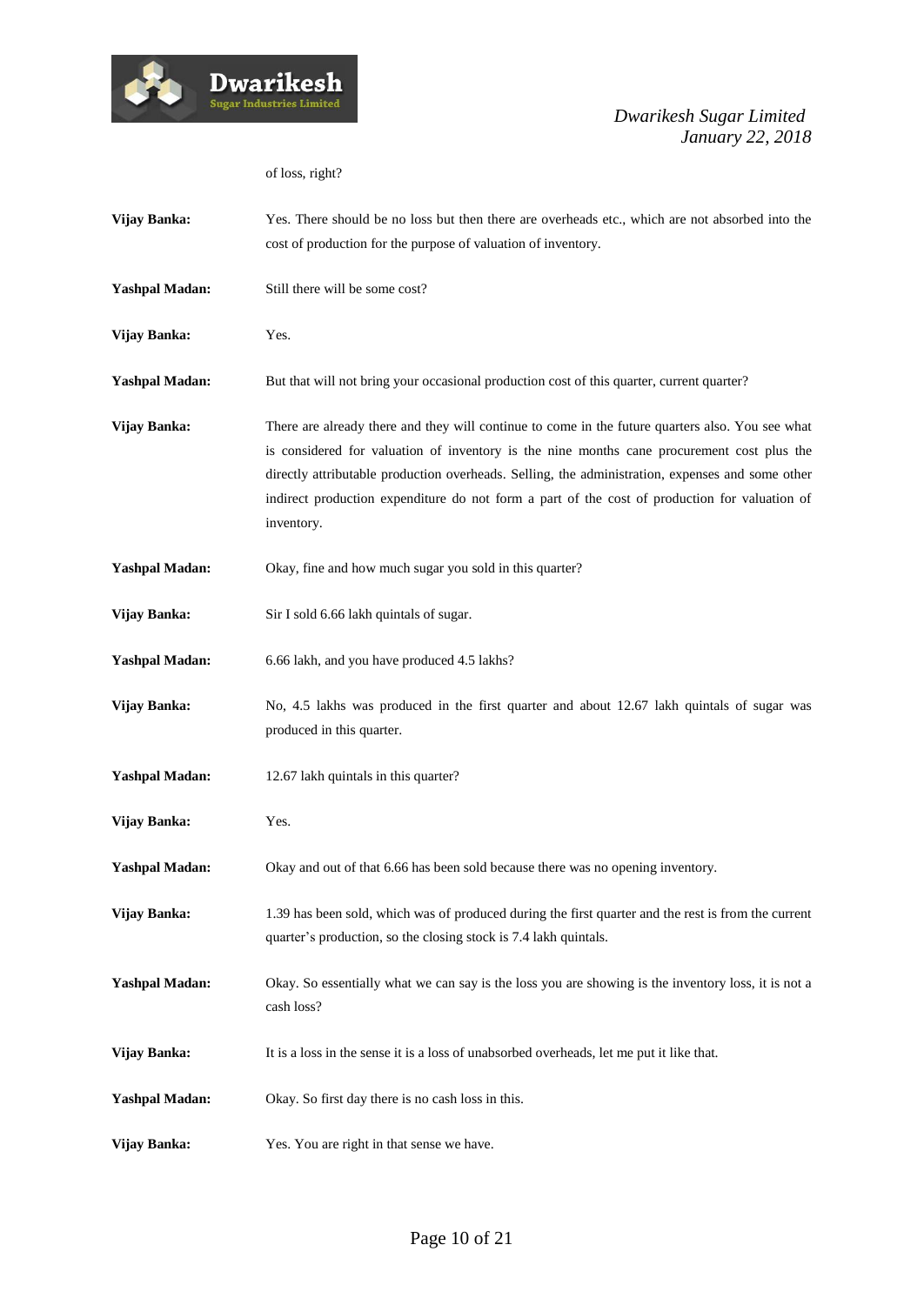of loss, right?

**Vijay Banka:** Yes. There should be no loss but then there are overheads etc., which are not absorbed into the cost of production for the purpose of valuation of inventory.

**Yashpal Madan:** Still there will be some cost?

**Vijay Banka:** Yes.

**Yashpal Madan:** But that will not bring your occasional production cost of this quarter, current quarter?

**Vijay Banka:** There are already there and they will continue to come in the future quarters also. You see what is considered for valuation of inventory is the nine months cane procurement cost plus the directly attributable production overheads. Selling, the administration, expenses and some other indirect production expenditure do not form a part of the cost of production for valuation of inventory.

**Yashpal Madan:** Okay, fine and how much sugar you sold in this quarter?

**Vijay Banka:** Sir I sold 6.66 lakh quintals of sugar.

**Yashpal Madan:** 6.66 lakh, and you have produced 4.5 lakhs?

**Vijay Banka:** No, 4.5 lakhs was produced in the first quarter and about 12.67 lakh quintals of sugar was produced in this quarter.

**Yashpal Madan:** 12.67 lakh quintals in this quarter?

**Vijay Banka:** Yes.

**Yashpal Madan:** Okay and out of that 6.66 has been sold because there was no opening inventory.

**Vijay Banka:** 1.39 has been sold, which was of produced during the first quarter and the rest is from the current quarter's production, so the closing stock is 7.4 lakh quintals.

**Yashpal Madan:** Okay. So essentially what we can say is the loss you are showing is the inventory loss, it is not a cash loss?

**Vijay Banka:** It is a loss in the sense it is a loss of unabsorbed overheads, let me put it like that.

**Yashpal Madan:** Okay. So first day there is no cash loss in this.

**Vijay Banka:** Yes. You are right in that sense we have.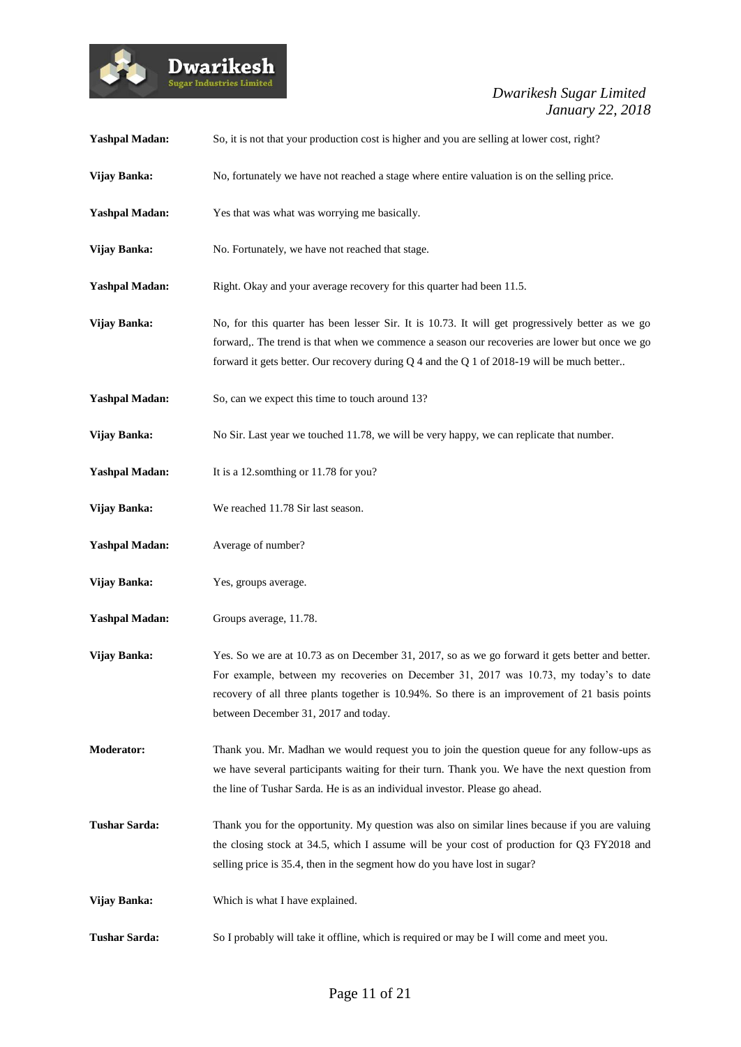**Yashpal Madan:** So, it is not that your production cost is higher and you are selling at lower cost, right?

**Vijay Banka:** No, fortunately we have not reached a stage where entire valuation is on the selling price.

**Yashpal Madan:** Yes that was what was worrying me basically.

**Vijay Banka:** No. Fortunately, we have not reached that stage.

**Yashpal Madan:** Right. Okay and your average recovery for this quarter had been 11.5.

**Vijay Banka:** No, for this quarter has been lesser Sir. It is 10.73. It will get progressively better as we go forward,. The trend is that when we commence a season our recoveries are lower but once we go forward it gets better. Our recovery during Q 4 and the Q 1 of 2018-19 will be much better..

**Yashpal Madan:** So, can we expect this time to touch around 13?

**Vijay Banka:** No Sir. Last year we touched 11.78, we will be very happy, we can replicate that number.

**Yashpal Madan:** It is a 12.somthing or 11.78 for you?

**Vijay Banka:** We reached 11.78 Sir last season.

**Yashpal Madan:** Average of number?

**Vijay Banka:** Yes, groups average.

**Yashpal Madan:** Groups average, 11.78.

**Vijay Banka:** Yes. So we are at 10.73 as on December 31, 2017, so as we go forward it gets better and better. For example, between my recoveries on December 31, 2017 was 10.73, my today's to date recovery of all three plants together is 10.94%. So there is an improvement of 21 basis points between December 31, 2017 and today.

**Moderator:** Thank you. Mr. Madhan we would request you to join the question queue for any follow-ups as we have several participants waiting for their turn. Thank you. We have the next question from the line of Tushar Sarda. He is as an individual investor. Please go ahead.

**Tushar Sarda:** Thank you for the opportunity. My question was also on similar lines because if you are valuing the closing stock at 34.5, which I assume will be your cost of production for Q3 FY2018 and selling price is 35.4, then in the segment how do you have lost in sugar?

**Vijay Banka:** Which is what I have explained.

**Tushar Sarda:** So I probably will take it offline, which is required or may be I will come and meet you.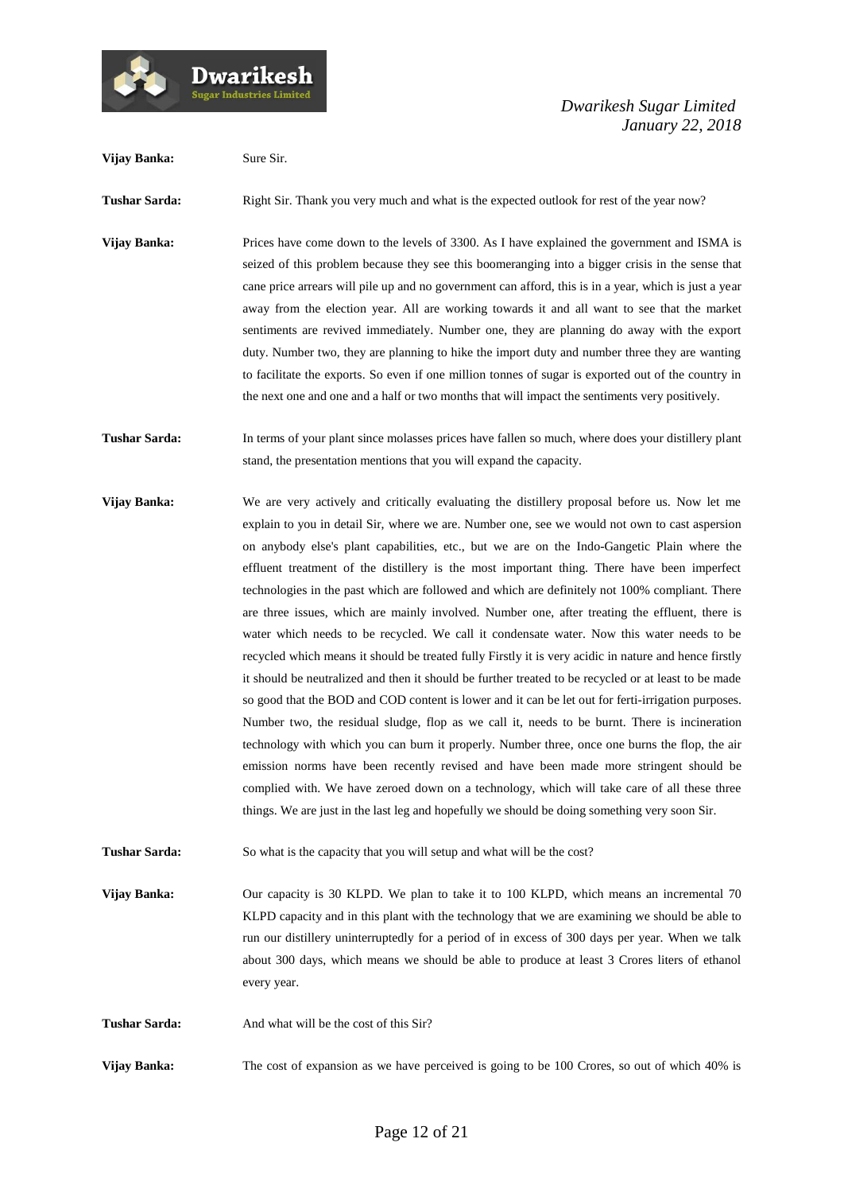**Vijay Banka:** Sure Sir.

**Tushar Sarda:** Right Sir. Thank you very much and what is the expected outlook for rest of the year now?

**Vijay Banka:** Prices have come down to the levels of 3300. As I have explained the government and ISMA is seized of this problem because they see this boomeranging into a bigger crisis in the sense that cane price arrears will pile up and no government can afford, this is in a year, which is just a year away from the election year. All are working towards it and all want to see that the market sentiments are revived immediately. Number one, they are planning do away with the export duty. Number two, they are planning to hike the import duty and number three they are wanting to facilitate the exports. So even if one million tonnes of sugar is exported out of the country in the next one and one and a half or two months that will impact the sentiments very positively.

**Tushar Sarda:** In terms of your plant since molasses prices have fallen so much, where does your distillery plant stand, the presentation mentions that you will expand the capacity.

**Vijay Banka:** We are very actively and critically evaluating the distillery proposal before us. Now let me explain to you in detail Sir, where we are. Number one, see we would not own to cast aspersion on anybody else's plant capabilities, etc., but we are on the Indo-Gangetic Plain where the effluent treatment of the distillery is the most important thing. There have been imperfect technologies in the past which are followed and which are definitely not 100% compliant. There are three issues, which are mainly involved. Number one, after treating the effluent, there is water which needs to be recycled. We call it condensate water. Now this water needs to be recycled which means it should be treated fully Firstly it is very acidic in nature and hence firstly it should be neutralized and then it should be further treated to be recycled or at least to be made so good that the BOD and COD content is lower and it can be let out for ferti-irrigation purposes. Number two, the residual sludge, flop as we call it, needs to be burnt. There is incineration technology with which you can burn it properly. Number three, once one burns the flop, the air emission norms have been recently revised and have been made more stringent should be complied with. We have zeroed down on a technology, which will take care of all these three things. We are just in the last leg and hopefully we should be doing something very soon Sir.

**Tushar Sarda:** So what is the capacity that you will setup and what will be the cost?

**Vijay Banka:** Our capacity is 30 KLPD. We plan to take it to 100 KLPD, which means an incremental 70 KLPD capacity and in this plant with the technology that we are examining we should be able to run our distillery uninterruptedly for a period of in excess of 300 days per year. When we talk about 300 days, which means we should be able to produce at least 3 Crores liters of ethanol every year.

**Tushar Sarda:** And what will be the cost of this Sir?

**Vijay Banka:** The cost of expansion as we have perceived is going to be 100 Crores, so out of which 40% is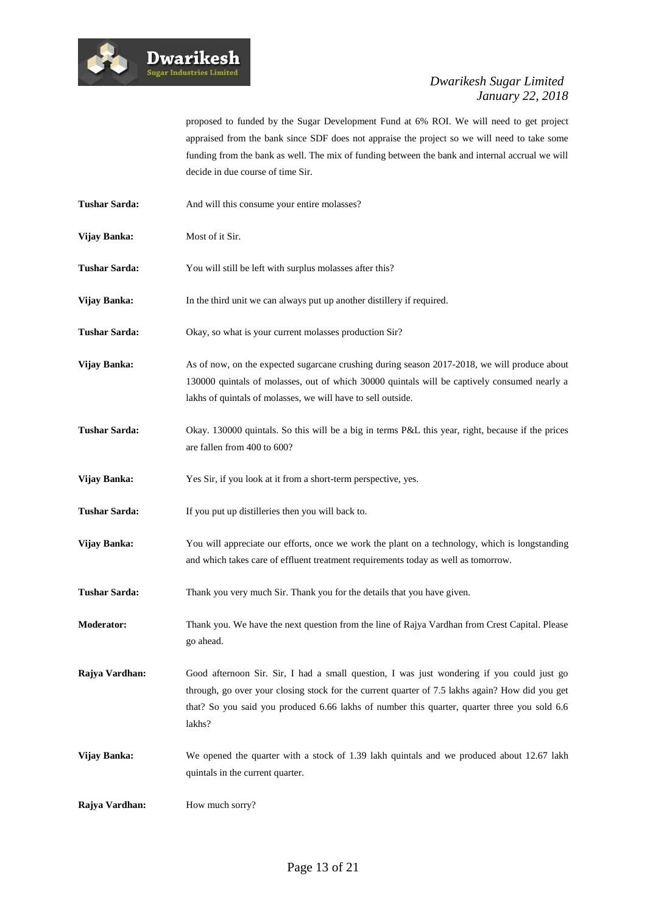proposed to funded by the Sugar Development Fund at 6% ROI. We will need to get project appraised from the bank since SDF does not appraise the project so we will need to take some funding from the bank as well. The mix of funding between the bank and internal accrual we will decide in due course of time Sir.

**Tushar Sarda:** And will this consume your entire molasses?

**Vijay Banka:** Most of it Sir.

**Tushar Sarda:** You will still be left with surplus molasses after this?

**Vijay Banka:** In the third unit we can always put up another distillery if required.

**Tushar Sarda:** Okay, so what is your current molasses production Sir?

**Vijay Banka:** As of now, on the expected sugarcane crushing during season 2017-2018, we will produce about 130000 quintals of molasses, out of which 30000 quintals will be captively consumed nearly a lakhs of quintals of molasses, we will have to sell outside.

**Tushar Sarda:** Okay. 130000 quintals. So this will be a big in terms P&L this year, right, because if the prices are fallen from 400 to 600?

**Vijay Banka:** Yes Sir, if you look at it from a short-term perspective, yes.

**Tushar Sarda:** If you put up distilleries then you will back to.

**Vijay Banka:** You will appreciate our efforts, once we work the plant on a technology, which is longstanding and which takes care of effluent treatment requirements today as well as tomorrow.

**Tushar Sarda:** Thank you very much Sir. Thank you for the details that you have given.

**Moderator:** Thank you. We have the next question from the line of Rajya Vardhan from Crest Capital. Please go ahead.

**Rajya Vardhan:** Good afternoon Sir. Sir, I had a small question, I was just wondering if you could just go through, go over your closing stock for the current quarter of 7.5 lakhs again? How did you get that? So you said you produced 6.66 lakhs of number this quarter, quarter three you sold 6.6 lakhs?

**Vijay Banka:** We opened the quarter with a stock of 1.39 lakh quintals and we produced about 12.67 lakh quintals in the current quarter.

**Rajya Vardhan:** How much sorry?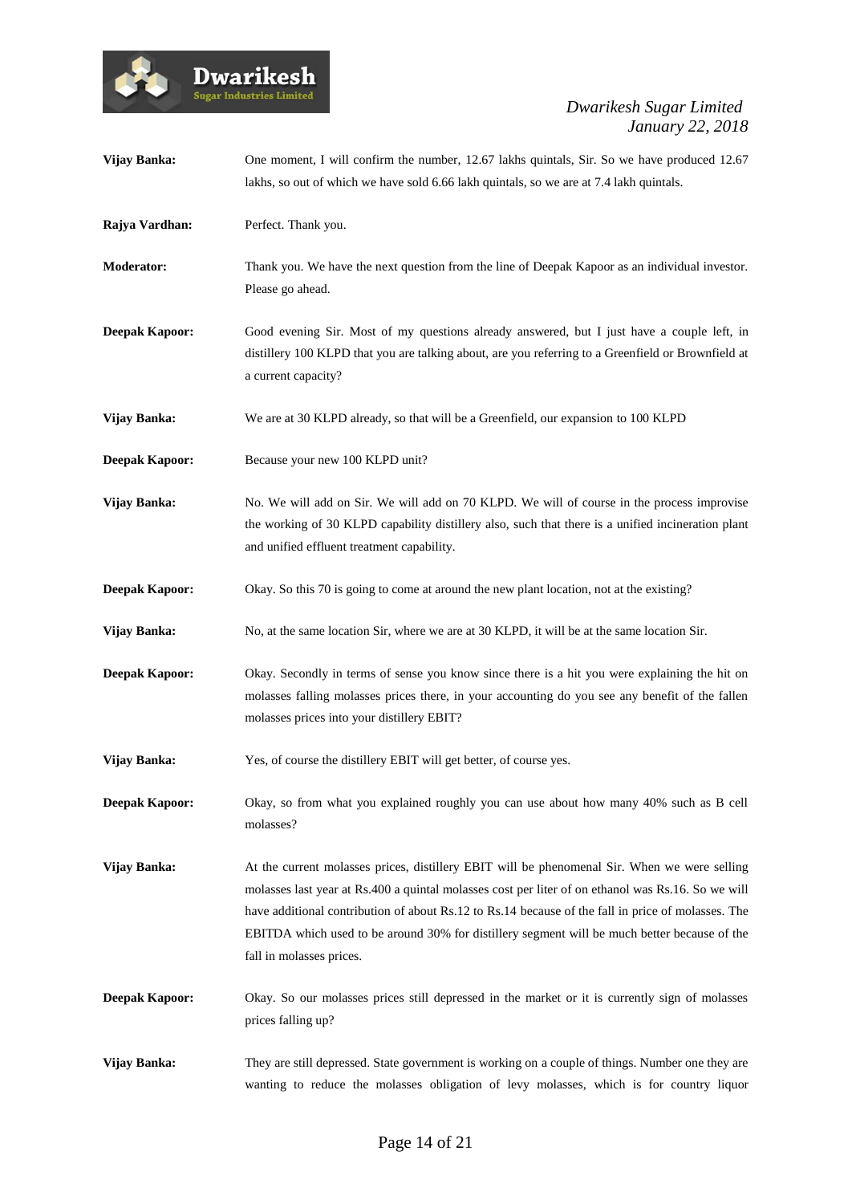**Vijay Banka:** One moment, I will confirm the number, 12.67 lakhs quintals, Sir. So we have produced 12.67 lakhs, so out of which we have sold 6.66 lakh quintals, so we are at 7.4 lakh quintals.

**Rajya Vardhan:** Perfect. Thank you.

**Moderator:** Thank you. We have the next question from the line of Deepak Kapoor as an individual investor. Please go ahead.

**Deepak Kapoor:** Good evening Sir. Most of my questions already answered, but I just have a couple left, in distillery 100 KLPD that you are talking about, are you referring to a Greenfield or Brownfield at a current capacity?

**Vijay Banka:** We are at 30 KLPD already, so that will be a Greenfield, our expansion to 100 KLPD

**Deepak Kapoor:** Because your new 100 KLPD unit?

**Vijay Banka:** No. We will add on Sir. We will add on 70 KLPD. We will of course in the process improve the working of 30 KLPD capability distillery also, such that there is a unified incineration plant and unified effluent treatment capability.

**Deepak Kapoor:** Okay. So this 70 is going to come at around the new plant location, not at the existing?

**Vijay Banka:** No, at the same location Sir, where we are at 30 KLPD, it will be at the same location Sir.

**Deepak Kapoor:** Okay. Secondly in terms of sense you know since there is a hit you were explaining the hit on molasses falling molasses prices there, in your accounting do you see any benefit of the fallen molasses prices into your distillery EBIT?

**Vijay Banka:** Yes, of course the distillery EBIT will get better, of course yes.

**Deepak Kapoor:** Okay, so from what you explained roughly you can use about how many 40% such as B cell molasses?

**Vijay Banka:** At the current molasses prices, distillery EBIT will be phenomenal Sir. When we were selling molasses last year at Rs.400 a quintal molasses cost per liter of on ethanol was Rs.16. So we will have additional contribution of about Rs.12 to Rs.14 because of the fall in price of molasses. The EBITDA which used to be around 30% for distillery segment will be much better because of the fall in molasses prices.

**Deepak Kapoor:** Okay. So our molasses prices still depressed in the market or it is currently sign of molasses prices falling up?

**Vijay Banka:** They are still depressed. State government is working on a couple of things. Number one they are wanting to reduce the molasses obligation of levy molasses, which is for country liquor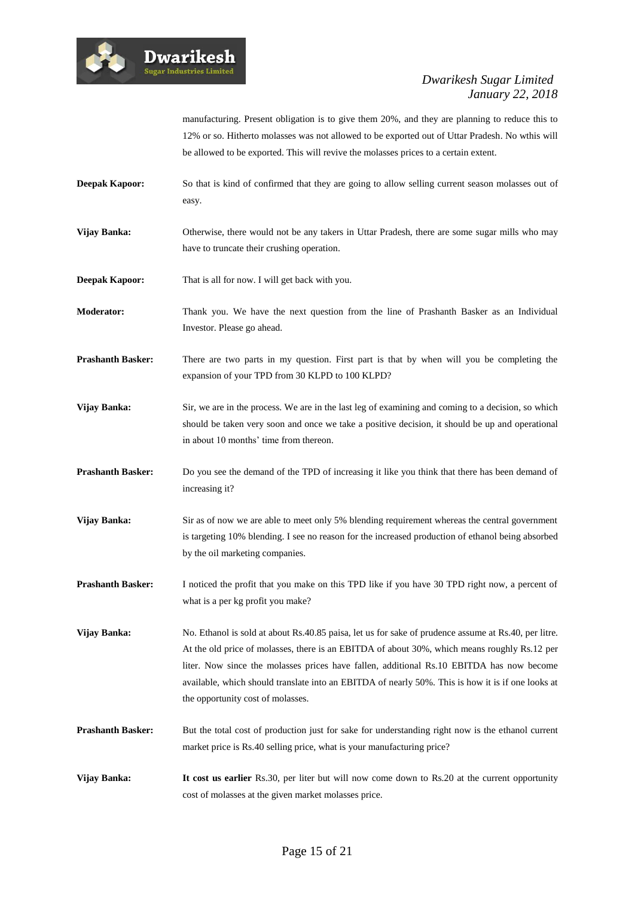manufacturing. Present obligation is to give them 20%, and they are planning to reduce this to 12% or so. Hitherto molasses was not allowed to be exported out of Uttar Pradesh. No wthis will be allowed to be exported. This will revive the molasses prices to a certain extent.

**Deepak Kapoor:** So that is kind of confirmed that they are going to allow selling current season molasses out of easy.

**Vijay Banka:** Otherwise, there would not be any takers in Uttar Pradesh, there are some sugar mills who may have to truncate their crushing operation.

**Deepak Kapoor:** That is all for now. I will get back with you.

**Moderator:** Thank you. We have the next question from the line of Prashanth Basker as an Individual Investor. Please go ahead.

**Prashanth Basker:** There are two parts in my question. First part is that by when will you be completing the expansion of your TPD from 30 KLPD to 100 KLPD?

**Vijay Banka:** Sir, we are in the process. We are in the last leg of examining and coming to a decision, so which should be taken very soon and once we take a positive decision, it should be up and operational in about 10 months' time from thereon.

**Prashanth Basker:** Do you see the demand of the TPD of increasing it like you think that there has been demand of increasing it?

**Vijay Banka:** Sir as of now we are able to meet only 5% blending requirement whereas the central government is targeting 10% blending. I see no reason for the increased production of ethanol being absorbed by the oil marketing companies.

**Prashanth Basker:** I noticed the profit that you make on this TPD like if you have 30 TPD right now, a percent of what is a per kg profit you make?

**Vijay Banka:** No. Ethanol is sold at about Rs.40.85 paisa, let us for sake of prudence assume at Rs.40, per litre. At the old price of molasses, there is an EBITDA of about 30%, which means roughly Rs.12 per liter. Now since the molasses prices have fallen, additional Rs.10 EBITDA has now become available, which should translate into an EBITDA of nearly 50%. This is how it is if one looks at the opportunity cost of molasses.

**Prashanth Basker:** But the total cost of production just for sake for understanding right now is the ethanol current market price is Rs.40 selling price, what is your manufacturing price?

**Vijay Banka:** **It cost us earlier** Rs.30, per liter but will now come down to Rs.20 at the current opportunity cost of molasses at the given market molasses price.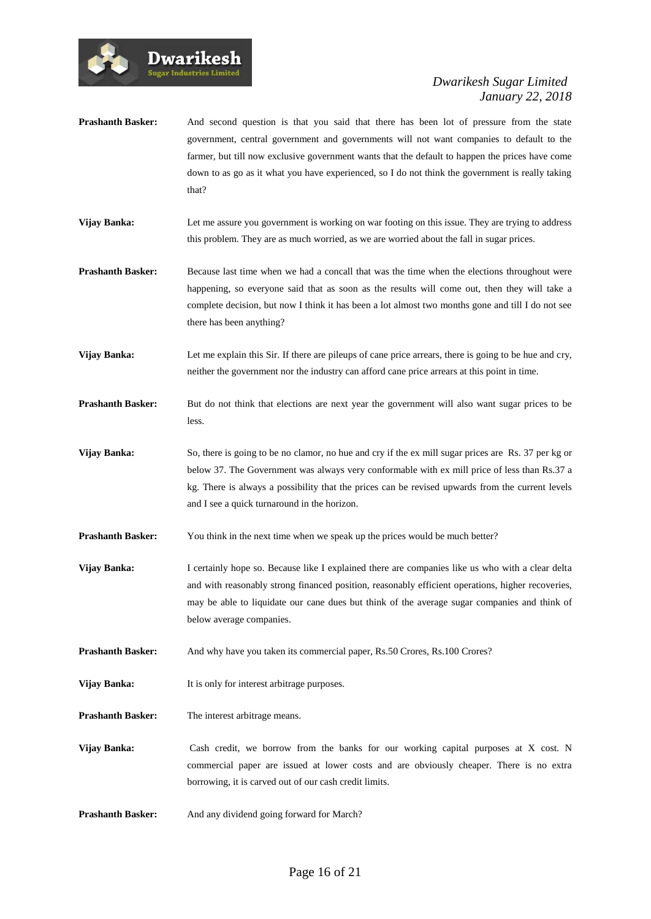**Prashanth Basker:** And second question is that you said that there has been lot of pressure from the state government, central government and governments will not want companies to default to the farmer, but till now exclusive government wants that the default to happen the prices have come down to as go as it what you have experienced, so I do not think the government is really taking that?

**Vijay Banka:** Let me assure you government is working on war footing on this issue. They are trying to address this problem. They are as much worried, as we are worried about the fall in sugar prices.

**Prashanth Basker:** Because last time when we had a concall that was the time when the elections throughout were happening, so everyone said that as soon as the results will come out, then they will take a complete decision, but now I think it has been a lot almost two months gone and till I do not see there has been anything?

**Vijay Banka:** Let me explain this Sir. If there are pileups of cane price arrears, there is going to be hue and cry, neither the government nor the industry can afford cane price arrears at this point in time.

**Prashanth Basker:** But do not think that elections are next year the government will also want sugar prices to be less.

**Vijay Banka:** So, there is going to be no clamor, no hue and cry if the ex mill sugar prices are Rs. 37 per kg or below 37. The Government was always very conformable with ex mill price of less than Rs.37 a kg. There is always a possibility that the prices can be revised upwards from the current levels and I see a quick turnaround in the horizon.

**Prashanth Basker:** You think in the next time when we speak up the prices would be much better?

**Vijay Banka:** I certainly hope so. Because like I explained there are companies like us who with a clear delta and with reasonably strong financed position, reasonably efficient operations, higher recoveries, may be able to liquidate our cane dues but think of the average sugar companies and think of below average companies.

**Prashanth Basker:** And why have you taken its commercial paper, Rs.50 Crores, Rs.100 Crores?

**Vijay Banka:** It is only for interest arbitrage purposes.

**Prashanth Basker:** The interest arbitrage means.

**Vijay Banka:** Cash credit, we borrow from the banks for our working capital purposes at X cost. N commercial paper are issued at lower costs and are obviously cheaper. There is no extra borrowing, it is carved out of our cash credit limits.

**Prashanth Basker:** And any dividend going forward for March?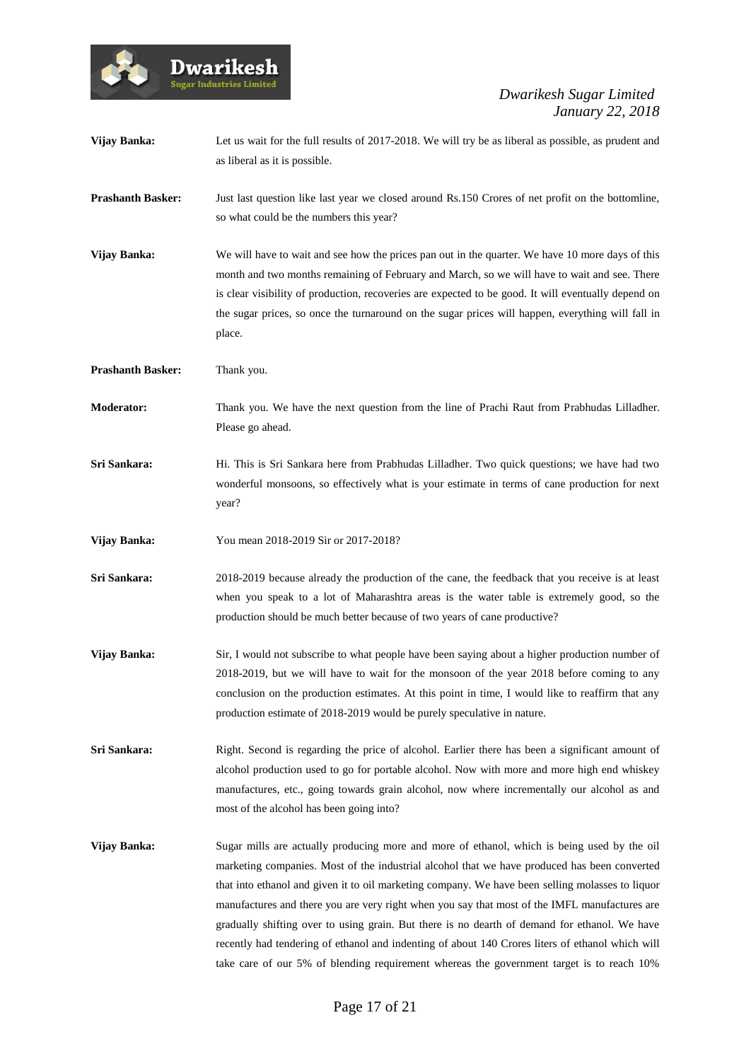**Vijay Banka:** Let us wait for the full results of 2017-2018. We will try be as liberal as possible, as prudent and as liberal as it is possible.

**Prashanth Basker:** Just last question like last year we closed around Rs.150 Crores of net profit on the bottomline, so what could be the numbers this year?

**Vijay Banka:** We will have to wait and see how the prices pan out in the quarter. We have 10 more days of this month and two months remaining of February and March, so we will have to wait and see. There is clear visibility of production, recoveries are expected to be good. It will eventually depend on the sugar prices, so once the turnaround on the sugar prices will happen, everything will fall in place.

**Prashanth Basker:** Thank you.

**Moderator:** Thank you. We have the next question from the line of Prachi Raut from Prabhudas Lilladher. Please go ahead.

**Sri Sankara:** Hi. This is Sri Sankara here from Prabhudas Lilladher. Two quick questions; we have had two wonderful monsoons, so effectively what is your estimate in terms of cane production for next year?

**Vijay Banka:** You mean 2018-2019 Sir or 2017-2018?

**Sri Sankara:** 2018-2019 because already the production of the cane, the feedback that you receive is at least when you speak to a lot of Maharashtra areas is the water table is extremely good, so the production should be much better because of two years of cane productive?

**Vijay Banka:** Sir, I would not subscribe to what people have been saying about a higher production number of 2018-2019, but we will have to wait for the monsoon of the year 2018 before coming to any conclusion on the production estimates. At this point in time, I would like to reaffirm that any production estimate of 2018-2019 would be purely speculative in nature.

**Sri Sankara:** Right. Second is regarding the price of alcohol. Earlier there has been a significant amount of alcohol production used to go for portable alcohol. Now with more and more high end whiskey manufactures, etc., going towards grain alcohol, now where incrementally our alcohol as and most of the alcohol has been going into?

**Vijay Banka:** Sugar mills are actually producing more and more of ethanol, which is being used by the oil marketing companies. Most of the industrial alcohol that we have produced has been converted that into ethanol and given it to oil marketing company. We have been selling molasses to liquor manufactures and there you are very right when you say that most of the IMFL manufactures are gradually shifting over to using grain. But there is no dearth of demand for ethanol. We have recently had tendering of ethanol and indenting of about 140 Crores liters of ethanol which will take care of our 5% of blending requirement whereas the government target is to reach 10%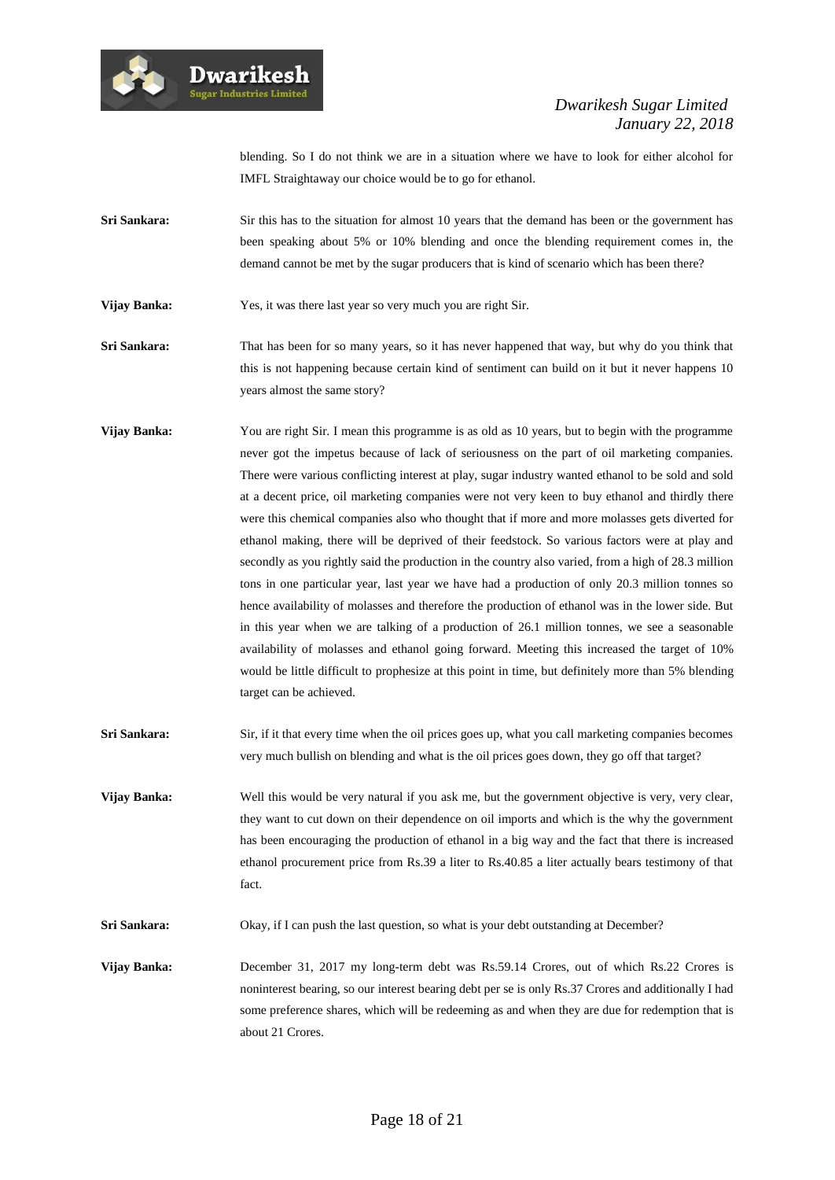blending. So I do not think we are in a situation where we have to look for either alcohol for IMFL Straightaway our choice would be to go for ethanol.

**Sri Sankara:** Sir this has to the situation for almost 10 years that the demand has been or the government has been speaking about 5% or 10% blending and once the blending requirement comes in, the demand cannot be met by the sugar producers that is kind of scenario which has been there?

**Vijay Banka:** Yes, it was there last year so very much you are right Sir.

**Sri Sankara:** That has been for so many years, so it has never happened that way, but why do you think that this is not happening because certain kind of sentiment can build on it but it never happens 10 years almost the same story?

**Vijay Banka:** You are right Sir. I mean this programme is as old as 10 years, but to begin with the programme never got the impetus because of lack of seriousness on the part of oil marketing companies. There were various conflicting interest at play, sugar industry wanted ethanol to be sold and sold at a decent price, oil marketing companies were not very keen to buy ethanol and thirdly there were this chemical companies also who thought that if more and more molasses gets diverted for ethanol making, there will be deprived of their feedstock. So various factors were at play and secondly as you rightly said the production in the country also varied, from a high of 28.3 million tons in one particular year, last year we have had a production of only 20.3 million tonnes so hence availability of molasses and therefore the production of ethanol was in the lower side. But in this year when we are talking of a production of 26.1 million tonnes, we see a seasonable availability of molasses and ethanol going forward. Meeting this increased the target of 10% would be little difficult to prophesize at this point in time, but definitely more than 5% blending target can be achieved.

**Sri Sankara:** Sir, if it that every time when the oil prices goes up, what you call marketing companies becomes very much bullish on blending and what is the oil prices goes down, they go off that target?

**Vijay Banka:** Well this would be very natural if you ask me, but the government objective is very, very clear, they want to cut down on their dependence on oil imports and which is the why the government has been encouraging the production of ethanol in a big way and the fact that there is increased ethanol procurement price from Rs.39 a liter to Rs.40.85 a liter actually bears testimony of that fact.

**Sri Sankara:** Okay, if I can push the last question, so what is your debt outstanding at December?

**Vijay Banka:** December 31, 2017 my long-term debt was Rs.59.14 Crores, out of which Rs.22 Crores is noninterest bearing, so our interest bearing debt per se is only Rs.37 Crores and additionally I had some preference shares, which will be redeeming as and when they are due for redemption that is about 21 Crores.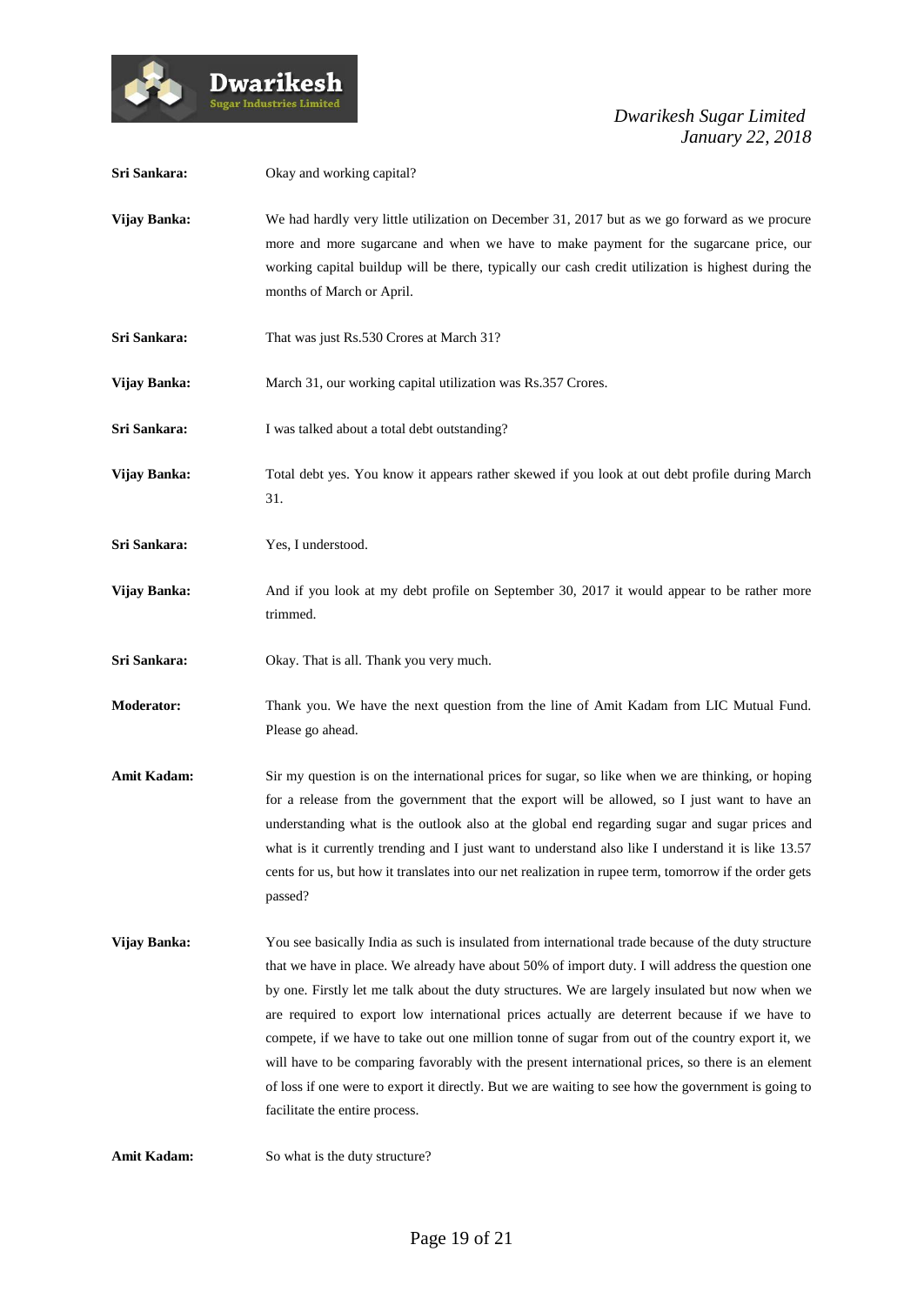**Sri Sankara:** Okay and working capital?

**Vijay Banka:** We had hardly very little utilization on December 31, 2017 but as we go forward as we procure more and more sugarcane and when we have to make payment for the sugarcane price, our working capital buildup will be there, typically our cash credit utilization is highest during the months of March or April.

**Sri Sankara:** That was just Rs.530 Crores at March 31?

**Vijay Banka:** March 31, our working capital utilization was Rs.357 Crores.

**Sri Sankara:** I was talked about a total debt outstanding?

**Vijay Banka:** Total debt yes. You know it appears rather skewed if you look at out debt profile during March 31.

**Sri Sankara:** Yes, I understood.

**Vijay Banka:** And if you look at my debt profile on September 30, 2017 it would appear to be rather more trimmed.

**Sri Sankara:** Okay. That is all. Thank you very much.

**Moderator:** Thank you. We have the next question from the line of Amit Kadam from LIC Mutual Fund. Please go ahead.

**Amit Kadam:** Sir my question is on the international prices for sugar, so like when we are thinking, or hoping for a release from the government that the export will be allowed, so I just want to have an understanding what is the outlook also at the global end regarding sugar and sugar prices and what is it currently trending and I just want to understand also like I understand it is like 13.57 cents for us, but how it translates into our net realization in rupee term, tomorrow if the order gets passed?

**Vijay Banka:** You see basically India as such is insulated from international trade because of the duty structure that we have in place. We already have about 50% of import duty. I will address the question one by one. Firstly let me talk about the duty structures. We are largely insulated but now when we are required to export low international prices actually are deterrent because if we have to compete, if we have to take out one million tonne of sugar from out of the country export it, we will have to be comparing favorably with the present international prices, so there is an element of loss if one were to export it directly. But we are waiting to see how the government is going to facilitate the entire process.

**Amit Kadam:** So what is the duty structure?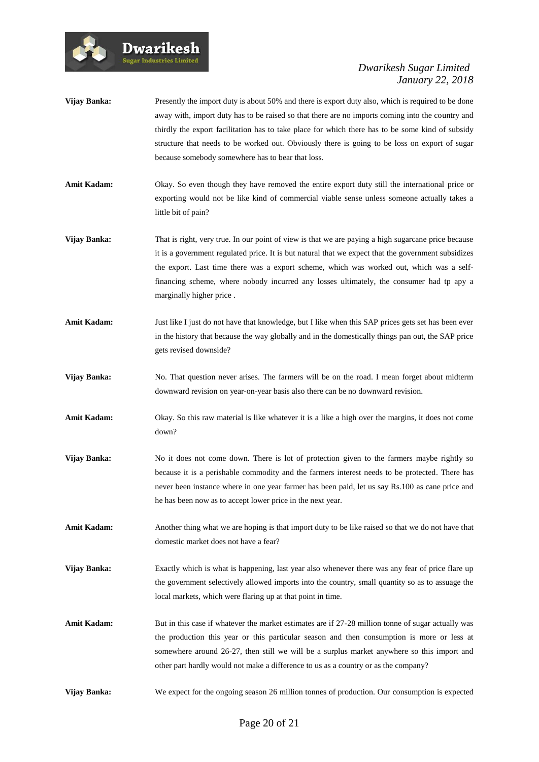**Vijay Banka:** Presently the import duty is about 50% and there is export duty also, which is required to be done away with, import duty has to be raised so that there are no imports coming into the country and thirdly the export facilitation has to take place for which there has to be some kind of subsidy structure that needs to be worked out. Obviously there is going to be loss on export of sugar because somebody somewhere has to bear that loss.

**Amit Kadam:** Okay. So even though they have removed the entire export duty still the international price or exporting would not be like kind of commercial viable sense unless someone actually takes a little bit of pain?

**Vijay Banka:** That is right, very true. In our point of view is that we are paying a high sugarcane price because it is a government regulated price. It is but natural that we expect that the government subsidizes the export. Last time there was a export scheme, which was worked out, which was a self-financing scheme, where nobody incurred any losses ultimately, the consumer had tp apy a marginally higher price .

**Amit Kadam:** Just like I just do not have that knowledge, but I like when this SAP prices gets set has been ever in the history that because the way globally and in the domestically things pan out, the SAP price gets revised downside?

**Vijay Banka:** No. That question never arises. The farmers will be on the road. I mean forget about midterm downward revision on year-on-year basis also there can be no downward revision.

**Amit Kadam:** Okay. So this raw material is like whatever it is a like a high over the margins, it does not come down?

**Vijay Banka:** No it does not come down. There is lot of protection given to the farmers maybe rightly so because it is a perishable commodity and the farmers interest needs to be protected. There has never been instance where in one year farmer has been paid, let us say Rs.100 as cane price and he has been now as to accept lower price in the next year.

**Amit Kadam:** Another thing what we are hoping is that import duty to be like raised so that we do not have that domestic market does not have a fear?

**Vijay Banka:** Exactly which is what is happening, last year also whenever there was any fear of price flare up the government selectively allowed imports into the country, small quantity so as to assuage the local markets, which were flaring up at that point in time.

**Amit Kadam:** But in this case if whatever the market estimates are if 27-28 million tonne of sugar actually was the production this year or this particular season and then consumption is more or less at somewhere around 26-27, then still we will be a surplus market anywhere so this import and other part hardly would not make a difference to us as a country or as the company?

**Vijay Banka:** We expect for the ongoing season 26 million tonnes of production. Our consumption is expected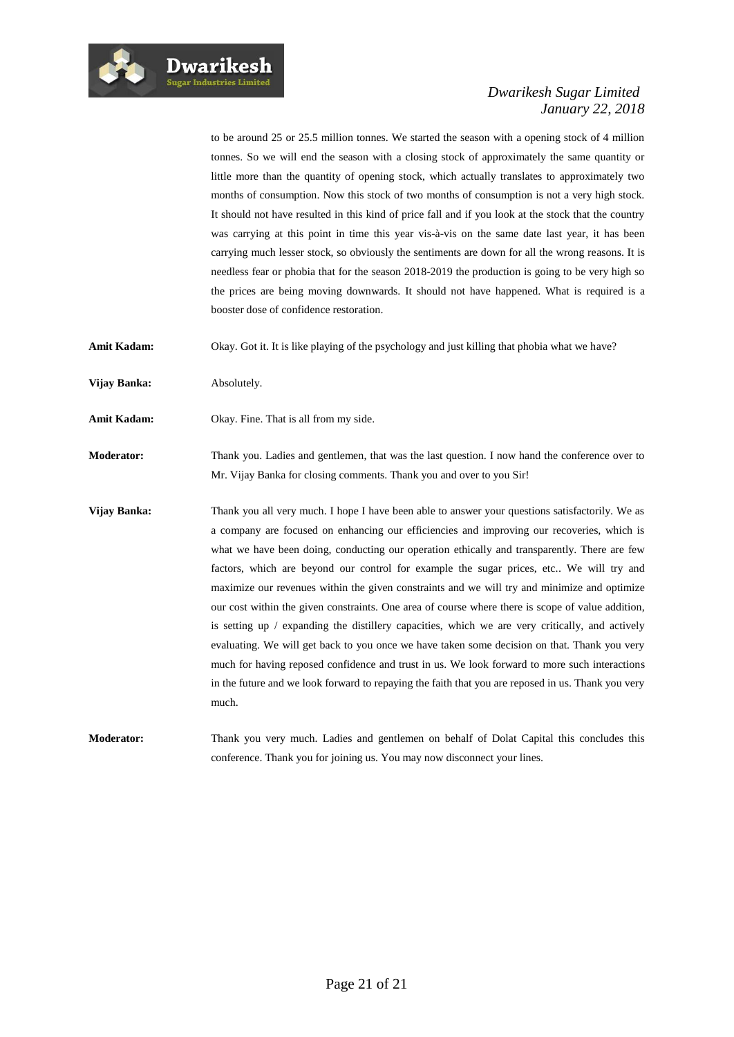to be around 25 or 25.5 million tonnes. We started the season with a opening stock of 4 million tonnes. So we will end the season with a closing stock of approximately the same quantity or little more than the quantity of opening stock, which actually translates to approximately two months of consumption. Now this stock of two months of consumption is not a very high stock. It should not have resulted in this kind of price fall and if you look at the stock that the country was carrying at this point in time this year vis-à-vis on the same date last year, it has been carrying much lesser stock, so obviously the sentiments are down for all the wrong reasons. It is needless fear or phobia that for the season 2018-2019 the production is going to be very high so the prices are being moving downwards. It should not have happened. What is required is a booster dose of confidence restoration.

**Amit Kadam:** Okay. Got it. It is like playing of the psychology and just killing that phobia what we have?

**Vijay Banka:** Absolutely.

**Amit Kadam:** Okay. Fine. That is all from my side.

**Moderator:** Thank you. Ladies and gentlemen, that was the last question. I now hand the conference over to Mr. Vijay Banka for closing comments. Thank you and over to you Sir!

**Vijay Banka:** Thank you all very much. I hope I have been able to answer your questions satisfactorily. We as a company are focused on enhancing our efficiencies and improving our recoveries, which is what we have been doing, conducting our operation ethically and transparently. There are few factors, which are beyond our control for example the sugar prices, etc.. We will try and maximize our revenues within the given constraints and we will try and minimize and optimize our cost within the given constraints. One area of course where there is scope of value addition, is setting up / expanding the distillery capacities, which we are very critically, and actively evaluating. We will get back to you once we have taken some decision on that. Thank you very much for having reposed confidence and trust in us. We look forward to more such interactions in the future and we look forward to repaying the faith that you are reposed in us. Thank you very much.

**Moderator:** Thank you very much. Ladies and gentlemen on behalf of Dolat Capital this concludes this conference. Thank you for joining us. You may now disconnect your lines.